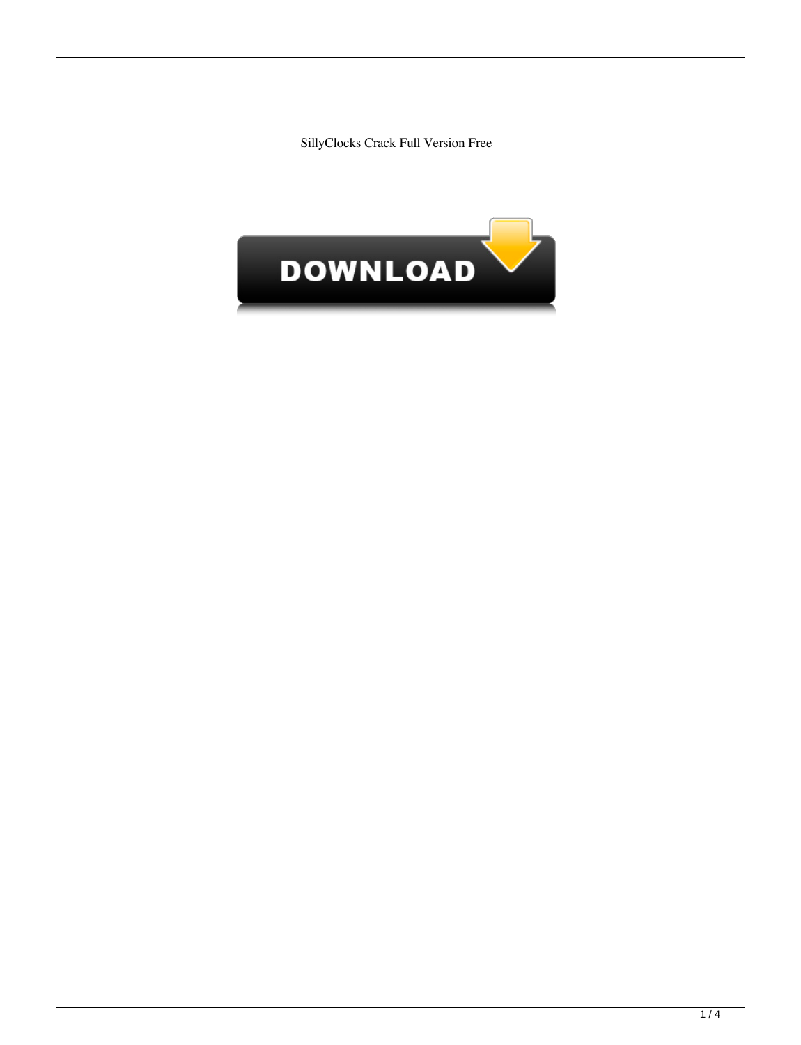SillyClocks Crack Full Version Free

DOWNLOAD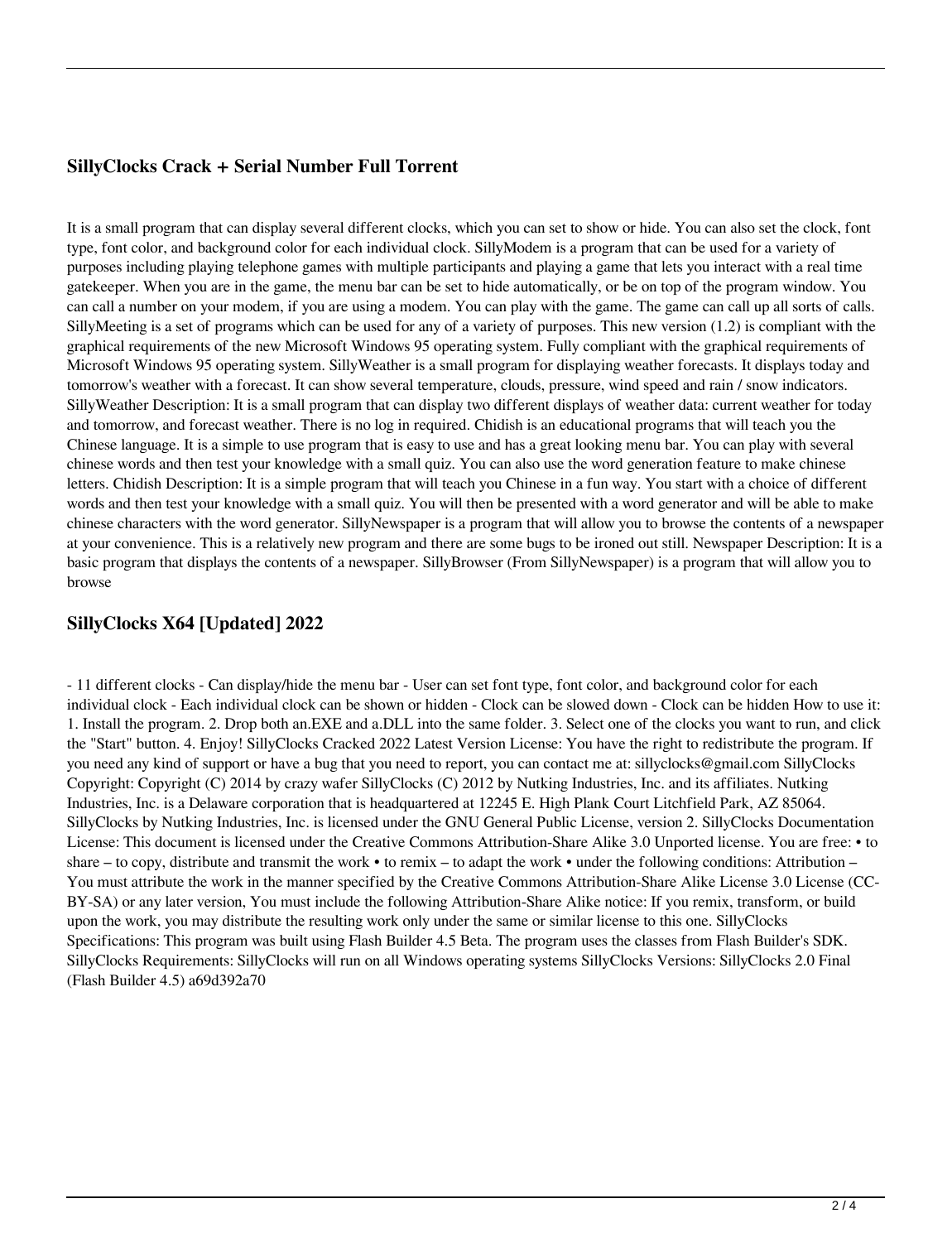## SillyClocks Crack + Serial Number Full Torrent

It is a small program that can display several different clocks, which you can set to show or hide. You can also set the clock, font type, font color, and background color for each individual clock. SillyModem is a program that can be used for a variety of purposes including playing telephone games with multiple participants and playing a game that lets you interact with a real time gatekeeper. When you are in the game, the menu bar can be set to hide automatically, or be on top of the program window. You can call a number on your modem, if you are using a modem. You can play with the game. The game can call up all sorts of calls. SillyMeeting is a set of programs which can be used for any of a variety of purposes. This new version (1.2) is compliant with the graphical requirements of the new Microsoft Windows 95 operating system. Fully compliant with the graphical requirements of Microsoft Windows 95 operating system. SillyWeather is a small program for displaying weather forecasts. It displays today and tomorrow's weather with a forecast. It can show several temperature, clouds, pressure, wind speed and rain / snow indicators. SillyWeather Description: It is a small program that can display two different displays of weather data: current weather for today and tomorrow, and forecast weather. There is no log in required. Chidish is an educational programs that will teach you the Chinese language. It is a simple to use program that is easy to use and has a great looking menu bar. You can play with several chinese words and then test your knowledge with a small quiz. You can also use the word generation feature to make chinese letters. Chidish Description: It is a simple program that will teach you Chinese in a fun way. You start with a choice of different words and then test your knowledge with a small quiz. You will then be presented with a word generator and will be able to make chinese characters with the word generator. SillyNewspaper is a program that will allow you to browse the contents of a newspaper at your convenience. This is a relatively new program and there are some bugs to be ironed out still. Newspaper Description: It is a basic program that displays the contents of a newspaper. SillyBrowser (From SillyNewspaper) is a program that will allow you to browse

## SillyClocks X64 [Updated] 2022

- 11 different clocks - Can display/hide the menu bar - User can set font type, font color, and background color for each individual clock - Each individual clock can be shown or hidden - Clock can be slowed down - Clock can be hidden How to use it: 1. Install the program. 2. Drop both an.EXE and a.DLL into the same folder. 3. Select one of the clocks you want to run, and click the "Start" button. 4. Enjoy! SillyClocks Cracked 2022 Latest Version License: You have the right to redistribute the program. If you need any kind of support or have a bug that you need to report, you can contact me at: sillyclocks@gmail.com SillyClocks Copyright: Copyright (C) 2014 by crazy wafer SillyClocks (C) 2012 by Nutking Industries, Inc. and its affiliates. Nutking Industries, Inc. is a Delaware corporation that is headquartered at 12245 E. High Plank Court Litchfield Park, AZ 85064. SillyClocks by Nutking Industries, Inc. is licensed under the GNU General Public License, version 2. SillyClocks Documentation License: This document is licensed under the Creative Commons Attribution-Share Alike 3.0 Unported license. You are free: • to share – to copy, distribute and transmit the work • to remix – to adapt the work • under the following conditions: Attribution – You must attribute the work in the manner specified by the Creative Commons Attribution-Share Alike License 3.0 License (CC-BY-SA) or any later version, You must include the following Attribution-Share Alike notice: If you remix, transform, or build upon the work, you may distribute the resulting work only under the same or similar license to this one. SillyClocks Specifications: This program was built using Flash Builder 4.5 Beta. The program uses the classes from Flash Builder's SDK. SillyClocks Requirements: SillyClocks will run on all Windows operating systems SillyClocks Versions: SillyClocks 2.0 Final (Flash Builder 4.5) a69d392a70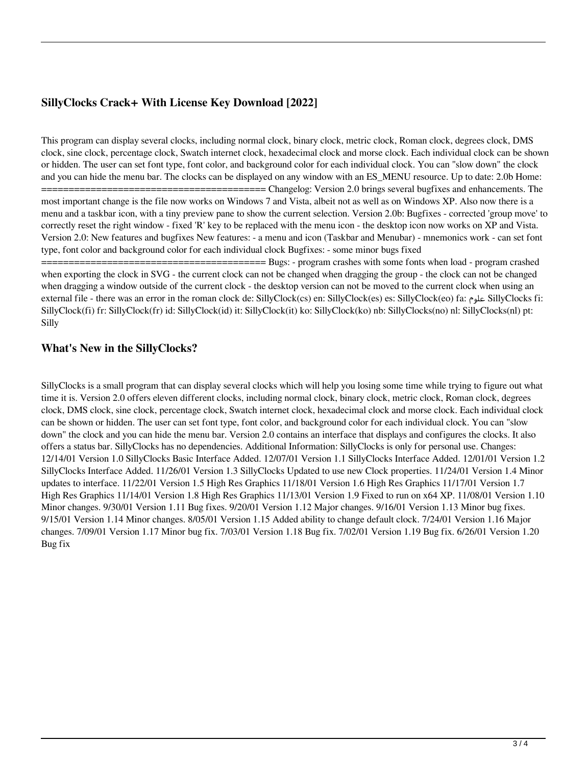## SillyClocks Crack+ With License Key Download [2022]

This program can display several clocks, including normal clock, binary clock, metric clock, Roman clock, degrees clock, DMS clock, sine clock, percentage clock, Swatch internet clock, hexadecimal clock and morse clock. Each individual clock can be shown or hidden. The user can set font type, font color, and background color for each individual clock. You can "slow down" the clock and you can hide the menu bar. The clocks can be displayed on any window with an ES_MENU resource. Up to date: 2.0b Home: ========================================= Changelog: Version 2.0 brings several bugfixes and enhancements. The most important change is the file now works on Windows 7 and Vista, albeit not as well as on Windows XP. Also now there is a menu and a taskbar icon, with a tiny preview pane to show the current selection. Version 2.0b: Bugfixes - corrected 'group move' to correctly reset the right window - fixed 'R' key to be replaced with the menu icon - the desktop icon now works on XP and Vista. Version 2.0: New features and bugfixes New features: - a menu and icon (Taskbar and Menubar) - mnemonics work - can set font type, font color and background color for each individual clock Bugfixes: - some minor bugs fixed ========================================= Bugs: - program crashes with some fonts when load - program crashed when exporting the clock in SVG - the current clock can not be changed when dragging the group - the clock can not be changed when dragging a window outside of the current clock - the desktop version can not be moved to the current clock when using an external file - there was an error in the roman clock de: SillyClock(cs) en: SillyClock(es) es: SillyClock(eo) fa: علوم SillyClocks fi: SillyClock(fi) fr: SillyClock(fr) id: SillyClock(id) it: SillyClock(it) ko: SillyClock(ko) nb: SillyClocks(no) nl: SillyClocks(nl) pt: Silly

## What's New in the SillyClocks?

SillyClocks is a small program that can display several clocks which will help you losing some time while trying to figure out what time it is. Version 2.0 offers eleven different clocks, including normal clock, binary clock, metric clock, Roman clock, degrees clock, DMS clock, sine clock, percentage clock, Swatch internet clock, hexadecimal clock and morse clock. Each individual clock can be shown or hidden. The user can set font type, font color, and background color for each individual clock. You can "slow down" the clock and you can hide the menu bar. Version 2.0 contains an interface that displays and configures the clocks. It also offers a status bar. SillyClocks has no dependencies. Additional Information: SillyClocks is only for personal use. Changes: 12/14/01 Version 1.0 SillyClocks Basic Interface Added. 12/07/01 Version 1.1 SillyClocks Interface Added. 12/01/01 Version 1.2 SillyClocks Interface Added. 11/26/01 Version 1.3 SillyClocks Updated to use new Clock properties. 11/24/01 Version 1.4 Minor updates to interface. 11/22/01 Version 1.5 High Res Graphics 11/18/01 Version 1.6 High Res Graphics 11/17/01 Version 1.7 High Res Graphics 11/14/01 Version 1.8 High Res Graphics 11/13/01 Version 1.9 Fixed to run on x64 XP. 11/08/01 Version 1.10 Minor changes. 9/30/01 Version 1.11 Bug fixes. 9/20/01 Version 1.12 Major changes. 9/16/01 Version 1.13 Minor bug fixes. 9/15/01 Version 1.14 Minor changes. 8/05/01 Version 1.15 Added ability to change default clock. 7/24/01 Version 1.16 Major changes. 7/09/01 Version 1.17 Minor bug fix. 7/03/01 Version 1.18 Bug fix. 7/02/01 Version 1.19 Bug fix. 6/26/01 Version 1.20 Bug fix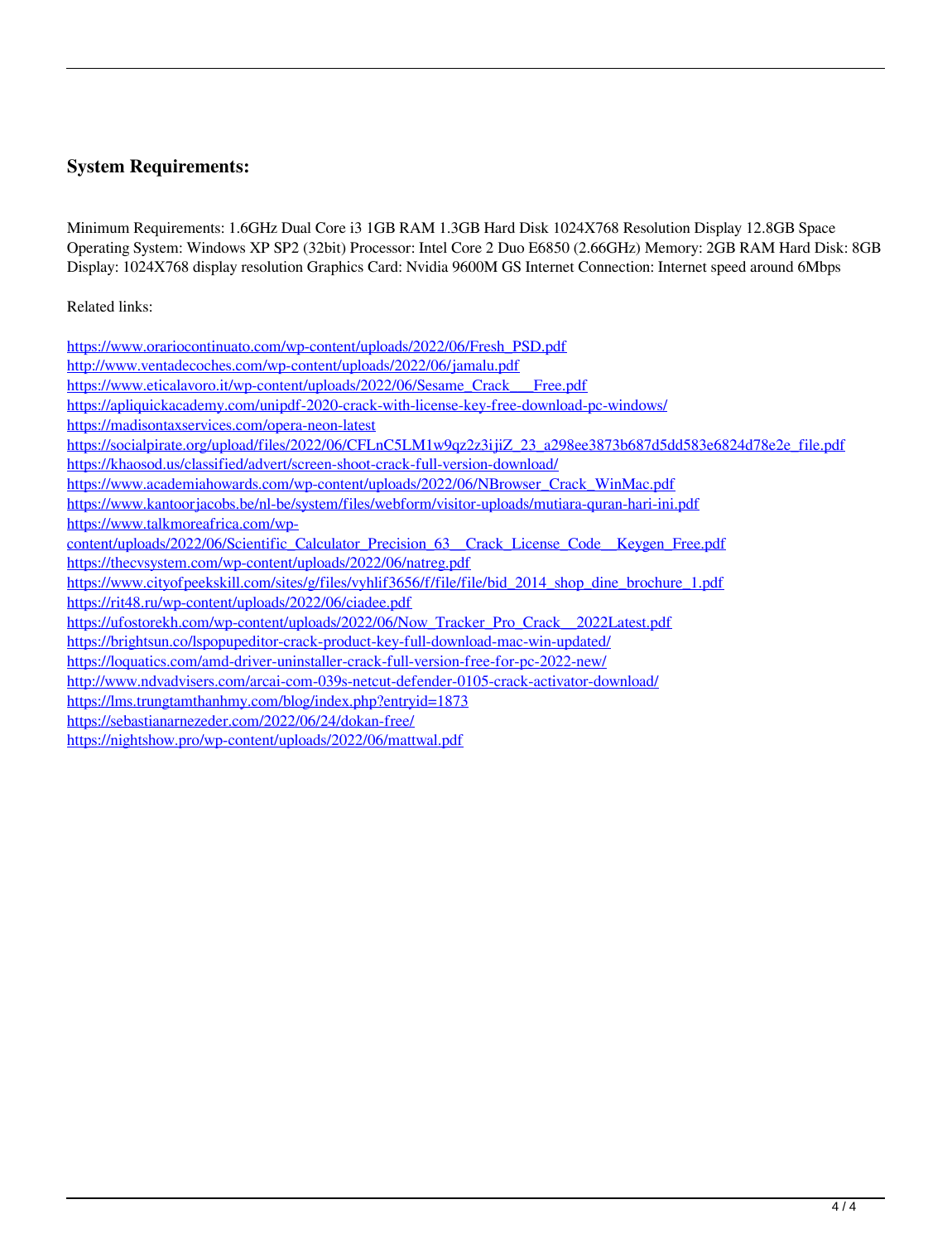## System Requirements:

Minimum Requirements: 1.6GHz Dual Core i3 1GB RAM 1.3GB Hard Disk 1024X768 Resolution Display 12.8GB Space Operating System: Windows XP SP2 (32bit) Processor: Intel Core 2 Duo E6850 (2.66GHz) Memory: 2GB RAM Hard Disk: 8GB Display: 1024X768 display resolution Graphics Card: Nvidia 9600M GS Internet Connection: Internet speed around 6Mbps

Related links:

https://www.orariocontinuato.com/wp-content/uploads/2022/06/Fresh_PSD.pdf
http://www.ventadecoches.com/wp-content/uploads/2022/06/jamalu.pdf
https://www.eticalavoro.it/wp-content/uploads/2022/06/Sesame_Crack___Free.pdf
https://apliquickacademy.com/unipdf-2020-crack-with-license-key-free-download-pc-windows/
https://madisontaxservices.com/opera-neon-latest
https://socialpirate.org/upload/files/2022/06/CFLnC5LM1w9qz2z3ijiZ_23_a298ee3873b687d5dd583e6824d78e2e_file.pdf
https://khaosod.us/classified/advert/screen-shoot-crack-full-version-download/
https://www.academiahowards.com/wp-content/uploads/2022/06/NBrowser_Crack_WinMac.pdf
https://www.kantoorjacobs.be/nl-be/system/files/webform/visitor-uploads/mutiara-quran-hari-ini.pdf
https://www.talkmoreafrica.com/wp-content/uploads/2022/06/Scientific_Calculator_Precision_63__Crack_License_Code__Keygen_Free.pdf
https://thecvsystem.com/wp-content/uploads/2022/06/natreg.pdf
https://www.cityofpeekskill.com/sites/g/files/vyhlif3656/f/file/file/bid_2014_shop_dine_brochure_1.pdf
https://rit48.ru/wp-content/uploads/2022/06/ciadee.pdf
https://ufostorekh.com/wp-content/uploads/2022/06/Now_Tracker_Pro_Crack__2022Latest.pdf
https://brightsun.co/lspopupeditor-crack-product-key-full-download-mac-win-updated/
https://loquatics.com/amd-driver-uninstaller-crack-full-version-free-for-pc-2022-new/
http://www.ndvadvisers.com/arcai-com-039s-netcut-defender-0105-crack-activator-download/
https://lms.trungtamthanhmy.com/blog/index.php?entryid=1873
https://sebastianarnezeder.com/2022/06/24/dokan-free/
https://nightshow.pro/wp-content/uploads/2022/06/mattwal.pdf